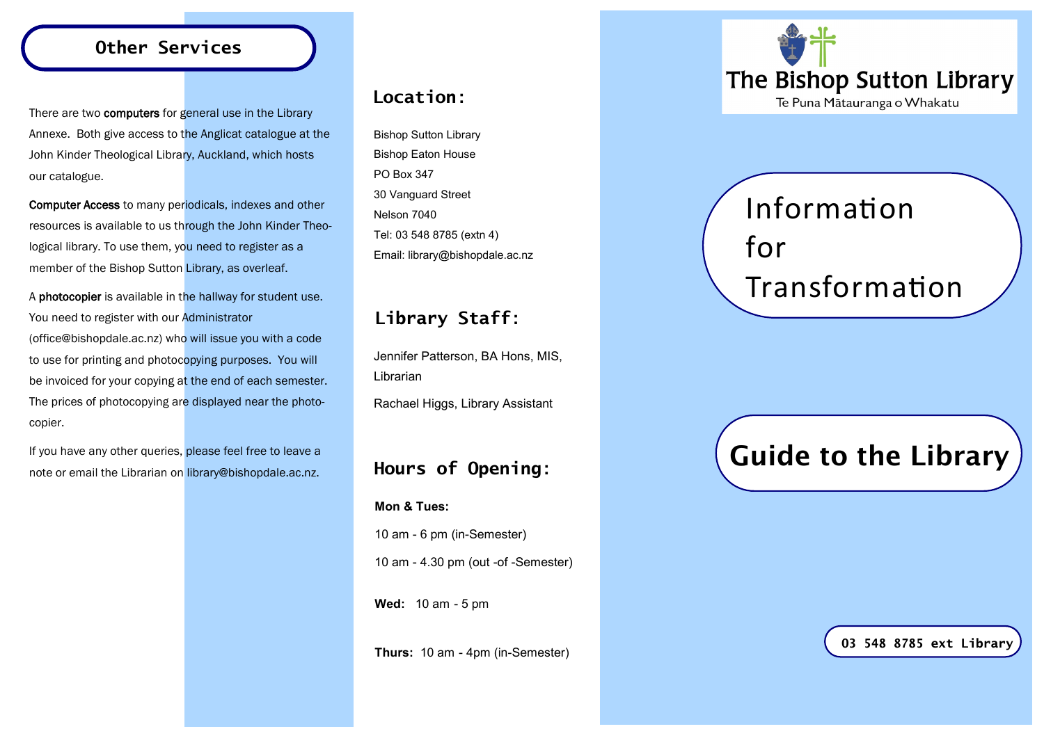## Other Services

There are two **computers** for general use in the Library Annexe. Both give access to the Anglicat catalogue at the John Kinder Theological Library, Auckland, which hosts our catalogue.

**Computer Access** to many periodicals, indexes and other resources is available to us through the John Kinder Theological library. To use them, you need to register as a member of the Bishop Sutton Library, as overleaf.

A **photocopier** is available in the hallway for student use. You need to register with our Administrator (office@bishopdale.ac.nz) who will issue you with a code to use for printing and photocopying purposes. You will be invoiced for your copying at the end of each semester. The prices of photocopying are displayed near the photocopier.

If you have any other queries, please feel free to leave a note or email the Librarian on library@bishopdale.ac.nz.

## Location:

Bishop Sutton Library
Bishop Eaton House
PO Box 347
30 Vanguard Street
Nelson 7040
Tel: 03 548 8785 (extn 4)
Email: library@bishopdale.ac.nz

## Library Staff:

Jennifer Patterson, BA Hons, MIS, Librarian

Rachael Higgs, Library Assistant

## Hours of Opening:

**Mon & Tues:**

10 am - 6 pm (in-Semester)

10 am - 4.30 pm (out -of -Semester)

**Wed:** 10 am - 5 pm

**Thurs:** 10 am - 4pm (in-Semester)

# The Bishop Sutton Library

Te Puna Mātauranga o Whakatu

## Information for Transformation

# Guide to the Library

03 548 8785 ext Library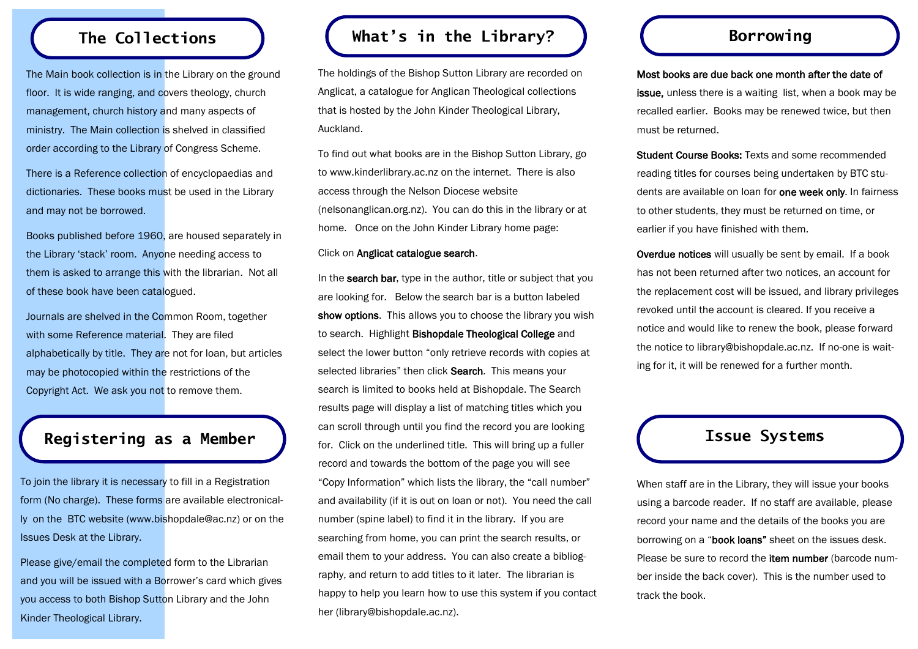## The Collections

The Main book collection is in the Library on the ground floor. It is wide ranging, and covers theology, church management, church history and many aspects of ministry. The Main collection is shelved in classified order according to the Library of Congress Scheme.

There is a Reference collection of encyclopaedias and dictionaries. These books must be used in the Library and may not be borrowed.

Books published before 1960, are housed separately in the Library 'stack' room. Anyone needing access to them is asked to arrange this with the librarian. Not all of these book have been catalogued.

Journals are shelved in the Common Room, together with some Reference material. They are filed alphabetically by title. They are not for loan, but articles may be photocopied within the restrictions of the Copyright Act. We ask you not to remove them.

## Registering as a Member

To join the library it is necessary to fill in a Registration form (No charge). These forms are available electronically on the BTC website (www.bishopdale@ac.nz) or on the Issues Desk at the Library.

Please give/email the completed form to the Librarian and you will be issued with a Borrower's card which gives you access to both Bishop Sutton Library and the John Kinder Theological Library.

## What's in the Library?

The holdings of the Bishop Sutton Library are recorded on Anglicat, a catalogue for Anglican Theological collections that is hosted by the John Kinder Theological Library, Auckland.

To find out what books are in the Bishop Sutton Library, go to www.kinderlibrary.ac.nz on the internet. There is also access through the Nelson Diocese website (nelsonanglican.org.nz). You can do this in the library or at home. Once on the John Kinder Library home page:

Click on **Anglicat catalogue search**.

In the **search bar**, type in the author, title or subject that you are looking for. Below the search bar is a button labeled **show options**. This allows you to choose the library you wish to search. Highlight **Bishopdale Theological College** and select the lower button "only retrieve records with copies at selected libraries" then click **Search**. This means your search is limited to books held at Bishopdale. The Search results page will display a list of matching titles which you can scroll through until you find the record you are looking for. Click on the underlined title. This will bring up a fuller record and towards the bottom of the page you will see "Copy Information" which lists the library, the "call number" and availability (if it is out on loan or not). You need the call number (spine label) to find it in the library. If you are searching from home, you can print the search results, or email them to your address. You can also create a bibliography, and return to add titles to it later. The librarian is happy to help you learn how to use this system if you contact her (library@bishopdale.ac.nz).

## Borrowing

**Most books are due back one month after the date of issue,** unless there is a waiting list, when a book may be recalled earlier. Books may be renewed twice, but then must be returned.

**Student Course Books:** Texts and some recommended reading titles for courses being undertaken by BTC students are available on loan for **one week only**. In fairness to other students, they must be returned on time, or earlier if you have finished with them.

**Overdue notices** will usually be sent by email. If a book has not been returned after two notices, an account for the replacement cost will be issued, and library privileges revoked until the account is cleared. If you receive a notice and would like to renew the book, please forward the notice to library@bishopdale.ac.nz. If no-one is waiting for it, it will be renewed for a further month.

## Issue Systems

When staff are in the Library, they will issue your books using a barcode reader. If no staff are available, please record your name and the details of the books you are borrowing on a "**book loans"** sheet on the issues desk. Please be sure to record the **item number** (barcode number inside the back cover). This is the number used to track the book.